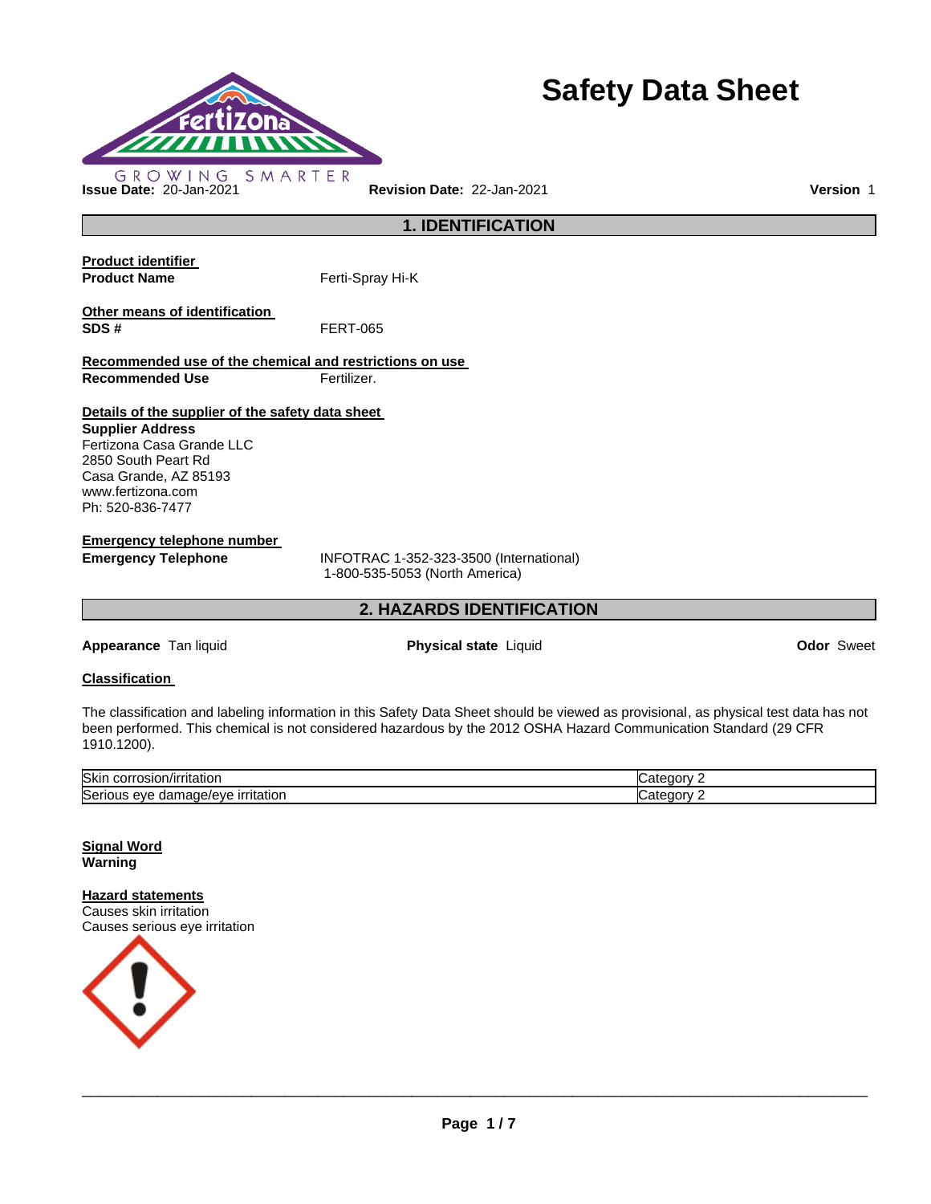GROWING SMARTER

# Safety Data Sheet

**Issue Date:** 20-Jan-2021 **Revision Date:** 22-Jan-2021 **Version** 1

## 1. IDENTIFICATION

**Product identifier**

**Product Name** Ferti-Spray Hi-K

**Other means of identification**

**SDS #** FERT-065

**Recommended use of the chemical and restrictions on use**

**Recommended Use** Fertilizer.

**Details of the supplier of the safety data sheet**

**Supplier Address**
Fertizona Casa Grande LLC
2850 South Peart Rd
Casa Grande, AZ 85193
www.fertizona.com
Ph: 520-836-7477

**Emergency telephone number**

**Emergency Telephone** INFOTRAC 1-352-323-3500 (International)
1-800-535-5053 (North America)

## 2. HAZARDS IDENTIFICATION

**Appearance** Tan liquid **Physical state** Liquid **Odor** Sweet

**Classification**

The classification and labeling information in this Safety Data Sheet should be viewed as provisional, as physical test data has not been performed. This chemical is not considered hazardous by the 2012 OSHA Hazard Communication Standard (29 CFR 1910.1200).

| | |
|---|---|
| Skin corrosion/irritation | Category 2 |
| Serious eye damage/eye irritation | Category 2 |

**Signal Word**
**Warning**

**Hazard statements**
Causes skin irritation
Causes serious eye irritation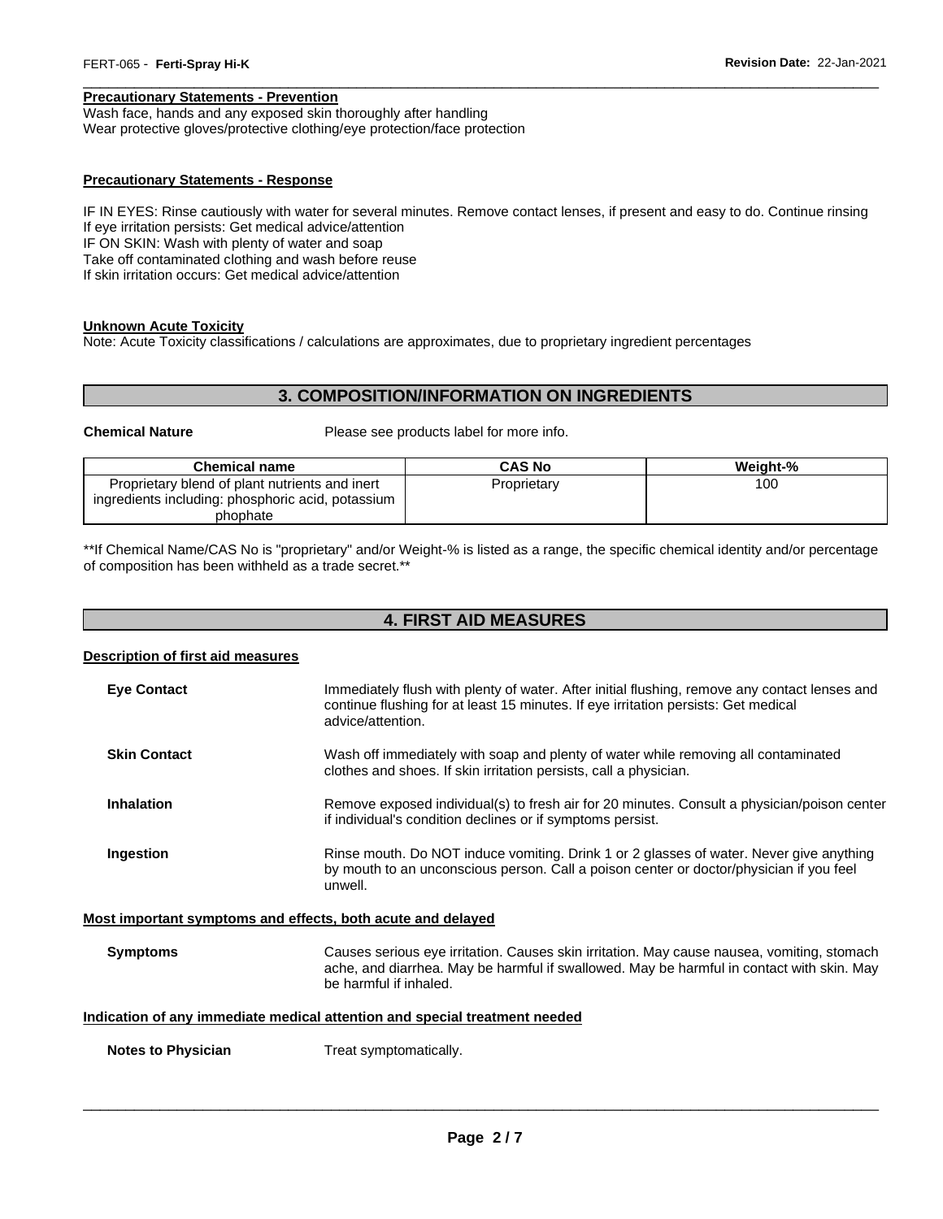#### Precautionary Statements - Prevention

Wash face, hands and any exposed skin thoroughly after handling
Wear protective gloves/protective clothing/eye protection/face protection

#### Precautionary Statements - Response

IF IN EYES: Rinse cautiously with water for several minutes. Remove contact lenses, if present and easy to do. Continue rinsing
If eye irritation persists: Get medical advice/attention
IF ON SKIN: Wash with plenty of water and soap
Take off contaminated clothing and wash before reuse
If skin irritation occurs: Get medical advice/attention

#### Unknown Acute Toxicity

Note: Acute Toxicity classifications / calculations are approximates, due to proprietary ingredient percentages

## 3. COMPOSITION/INFORMATION ON INGREDIENTS

**Chemical Nature** Please see products label for more info.

| Chemical name | CAS No | Weight-% |
| --- | --- | --- |
| Proprietary blend of plant nutrients and inert ingredients including: phosphoric acid, potassium phophate | Proprietary | 100 |

**If Chemical Name/CAS No is "proprietary" and/or Weight-% is listed as a range, the specific chemical identity and/or percentage of composition has been withheld as a trade secret.**

## 4. FIRST AID MEASURES

#### Description of first aid measures

**Eye Contact** Immediately flush with plenty of water. After initial flushing, remove any contact lenses and continue flushing for at least 15 minutes. If eye irritation persists: Get medical advice/attention.

**Skin Contact** Wash off immediately with soap and plenty of water while removing all contaminated clothes and shoes. If skin irritation persists, call a physician.

**Inhalation** Remove exposed individual(s) to fresh air for 20 minutes. Consult a physician/poison center if individual's condition declines or if symptoms persist.

**Ingestion** Rinse mouth. Do NOT induce vomiting. Drink 1 or 2 glasses of water. Never give anything by mouth to an unconscious person. Call a poison center or doctor/physician if you feel unwell.

#### Most important symptoms and effects, both acute and delayed

**Symptoms** Causes serious eye irritation. Causes skin irritation. May cause nausea, vomiting, stomach ache, and diarrhea. May be harmful if swallowed. May be harmful in contact with skin. May be harmful if inhaled.

#### Indication of any immediate medical attention and special treatment needed

**Notes to Physician** Treat symptomatically.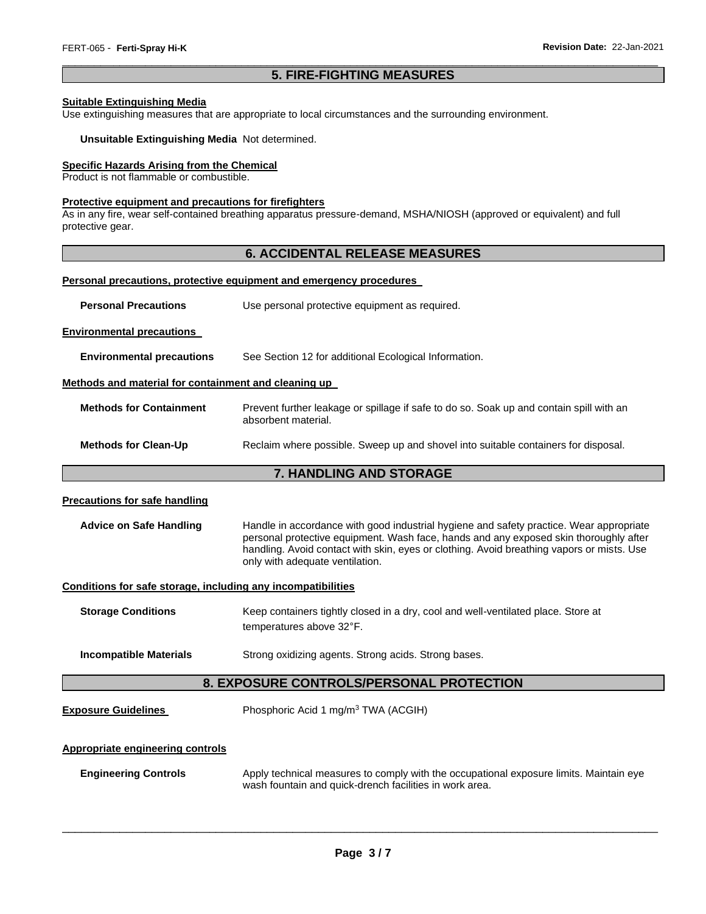## 5. FIRE-FIGHTING MEASURES

**Suitable Extinguishing Media**
Use extinguishing measures that are appropriate to local circumstances and the surrounding environment.

**Unsuitable Extinguishing Media** Not determined.

**Specific Hazards Arising from the Chemical**
Product is not flammable or combustible.

**Protective equipment and precautions for firefighters**
As in any fire, wear self-contained breathing apparatus pressure-demand, MSHA/NIOSH (approved or equivalent) and full protective gear.

## 6. ACCIDENTAL RELEASE MEASURES

**Personal precautions, protective equipment and emergency procedures**

**Personal Precautions** Use personal protective equipment as required.

**Environmental precautions**

**Environmental precautions** See Section 12 for additional Ecological Information.

**Methods and material for containment and cleaning up**

**Methods for Containment** Prevent further leakage or spillage if safe to do so. Soak up and contain spill with an absorbent material.

**Methods for Clean-Up** Reclaim where possible. Sweep up and shovel into suitable containers for disposal.

## 7. HANDLING AND STORAGE

**Precautions for safe handling**

**Advice on Safe Handling** Handle in accordance with good industrial hygiene and safety practice. Wear appropriate personal protective equipment. Wash face, hands and any exposed skin thoroughly after handling. Avoid contact with skin, eyes or clothing. Avoid breathing vapors or mists. Use only with adequate ventilation.

**Conditions for safe storage, including any incompatibilities**

**Storage Conditions** Keep containers tightly closed in a dry, cool and well-ventilated place. Store at temperatures above 32°F.

**Incompatible Materials** Strong oxidizing agents. Strong acids. Strong bases.

## 8. EXPOSURE CONTROLS/PERSONAL PROTECTION

**Exposure Guidelines** Phosphoric Acid 1 mg/m$^3$ TWA (ACGIH)

**Appropriate engineering controls**

**Engineering Controls** Apply technical measures to comply with the occupational exposure limits. Maintain eye wash fountain and quick-drench facilities in work area.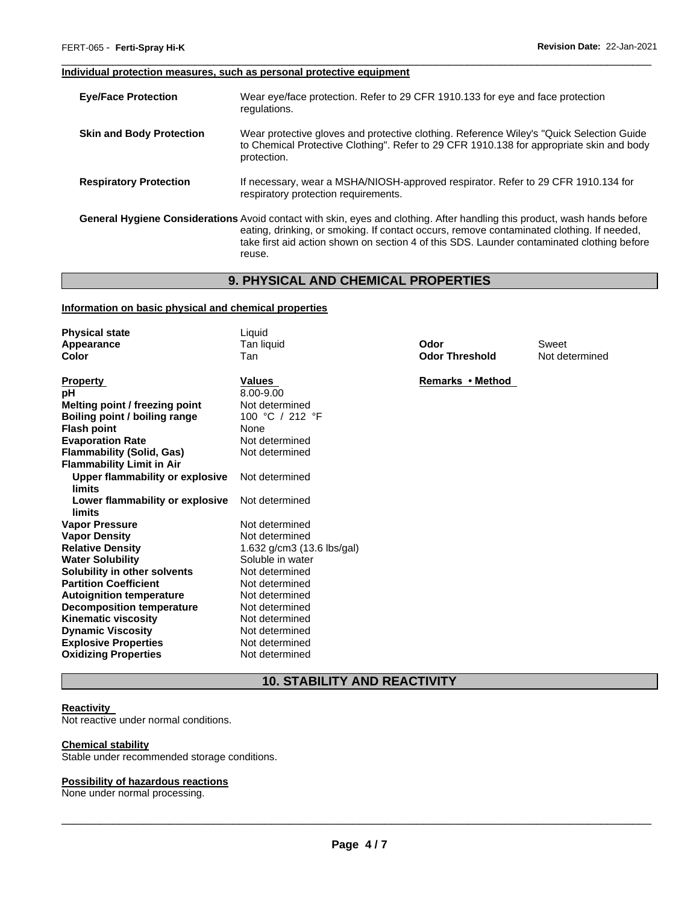**Individual protection measures, such as personal protective equipment**

| | |
|---|---|
| **Eye/Face Protection** | Wear eye/face protection. Refer to 29 CFR 1910.133 for eye and face protection regulations. |
| **Skin and Body Protection** | Wear protective gloves and protective clothing. Reference Wiley's "Quick Selection Guide to Chemical Protective Clothing". Refer to 29 CFR 1910.138 for appropriate skin and body protection. |
| **Respiratory Protection** | If necessary, wear a MSHA/NIOSH-approved respirator. Refer to 29 CFR 1910.134 for respiratory protection requirements. |
| **General Hygiene Considerations** | Avoid contact with skin, eyes and clothing. After handling this product, wash hands before eating, drinking, or smoking. If contact occurs, remove contaminated clothing. If needed, take first aid action shown on section 4 of this SDS. Launder contaminated clothing before reuse. |

## 9. PHYSICAL AND CHEMICAL PROPERTIES

**Information on basic physical and chemical properties**

| | | | |
|---|---|---|---|
| **Physical state** | Liquid | | |
| **Appearance** | Tan liquid | **Odor** | Sweet |
| **Color** | Tan | **Odor Threshold** | Not determined |

| **Property** | **Values** | **Remarks • Method** |
|---|---|---|
| **pH** | 8.00-9.00 | |
| **Melting point / freezing point** | Not determined | |
| **Boiling point / boiling range** | 100 °C / 212 °F | |
| **Flash point** | None | |
| **Evaporation Rate** | Not determined | |
| **Flammability (Solid, Gas)** | Not determined | |
| **Flammability Limit in Air** | | |
| **Upper flammability or explosive limits** | Not determined | |
| **Lower flammability or explosive limits** | Not determined | |
| **Vapor Pressure** | Not determined | |
| **Vapor Density** | Not determined | |
| **Relative Density** | 1.632 g/cm3 (13.6 lbs/gal) | |
| **Water Solubility** | Soluble in water | |
| **Solubility in other solvents** | Not determined | |
| **Partition Coefficient** | Not determined | |
| **Autoignition temperature** | Not determined | |
| **Decomposition temperature** | Not determined | |
| **Kinematic viscosity** | Not determined | |
| **Dynamic Viscosity** | Not determined | |
| **Explosive Properties** | Not determined | |
| **Oxidizing Properties** | Not determined | |

## 10. STABILITY AND REACTIVITY

**Reactivity**

Not reactive under normal conditions.

**Chemical stability**

Stable under recommended storage conditions.

**Possibility of hazardous reactions**

None under normal processing.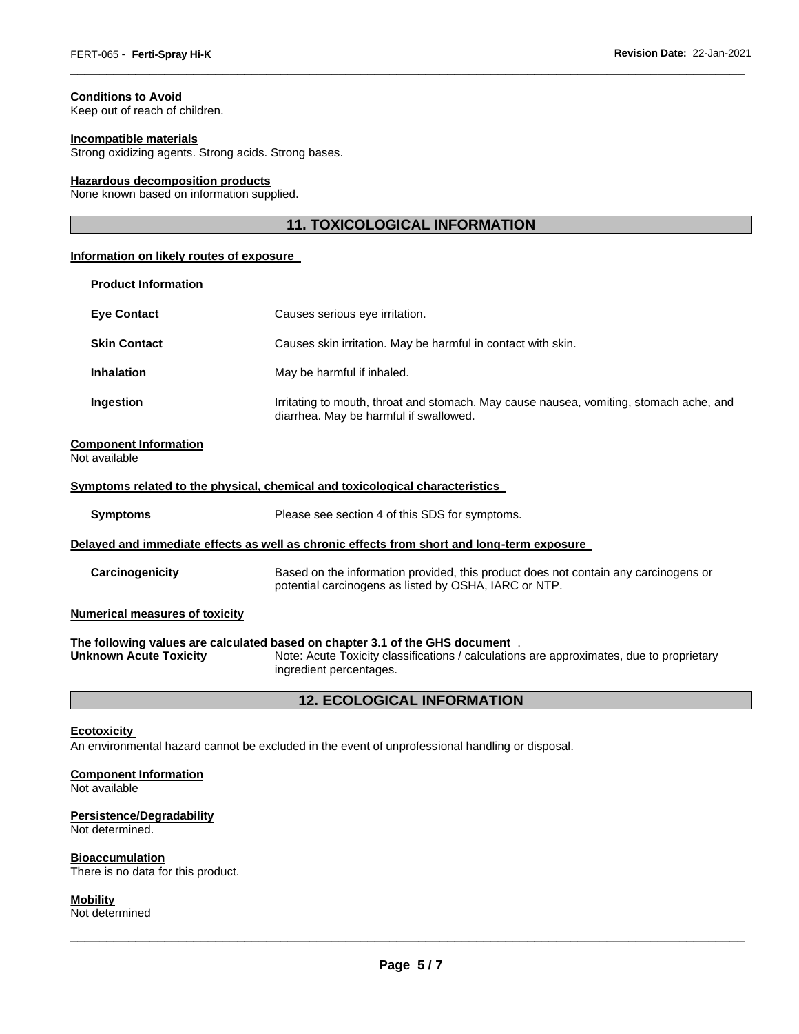**Conditions to Avoid**
Keep out of reach of children.

**Incompatible materials**
Strong oxidizing agents. Strong acids. Strong bases.

**Hazardous decomposition products**
None known based on information supplied.

## 11. TOXICOLOGICAL INFORMATION

**Information on likely routes of exposure**

**Product Information**

| | |
|---|---|
| **Eye Contact** | Causes serious eye irritation. |
| **Skin Contact** | Causes skin irritation. May be harmful in contact with skin. |
| **Inhalation** | May be harmful if inhaled. |
| **Ingestion** | Irritating to mouth, throat and stomach. May cause nausea, vomiting, stomach ache, and diarrhea. May be harmful if swallowed. |

**Component Information**
Not available

**Symptoms related to the physical, chemical and toxicological characteristics**

| | |
|---|---|
| **Symptoms** | Please see section 4 of this SDS for symptoms. |

**Delayed and immediate effects as well as chronic effects from short and long-term exposure**

| | |
|---|---|
| **Carcinogenicity** | Based on the information provided, this product does not contain any carcinogens or potential carcinogens as listed by OSHA, IARC or NTP. |

**Numerical measures of toxicity**

**The following values are calculated based on chapter 3.1 of the GHS document** .

| | |
|---|---|
| **Unknown Acute Toxicity** | Note: Acute Toxicity classifications / calculations are approximates, due to proprietary ingredient percentages. |

## 12. ECOLOGICAL INFORMATION

**Ecotoxicity**
An environmental hazard cannot be excluded in the event of unprofessional handling or disposal.

**Component Information**
Not available

**Persistence/Degradability**
Not determined.

**Bioaccumulation**
There is no data for this product.

**Mobility**
Not determined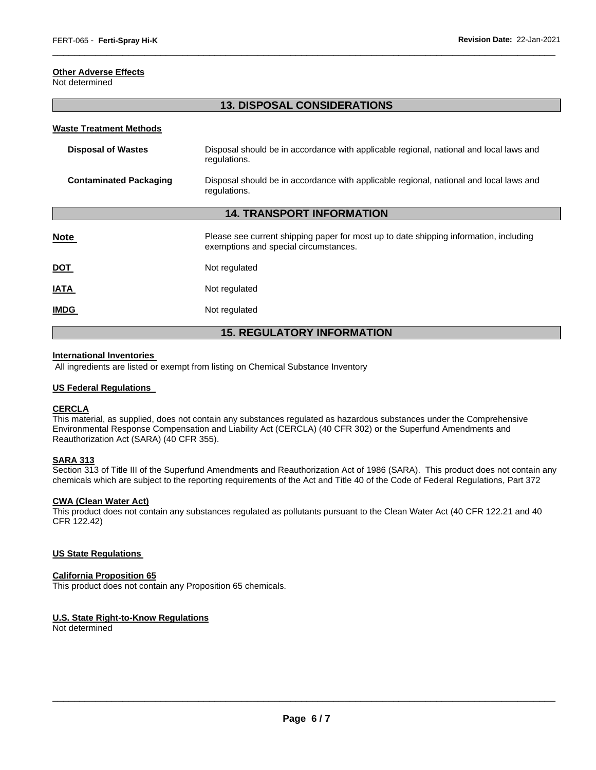### Other Adverse Effects

Not determined

## 13. DISPOSAL CONSIDERATIONS

### Waste Treatment Methods

| | |
|---|---|
| **Disposal of Wastes** | Disposal should be in accordance with applicable regional, national and local laws and regulations. |
| **Contaminated Packaging** | Disposal should be in accordance with applicable regional, national and local laws and regulations. |

## 14. TRANSPORT INFORMATION

| | |
|---|---|
| **Note** | Please see current shipping paper for most up to date shipping information, including exemptions and special circumstances. |
| **DOT** | Not regulated |
| **IATA** | Not regulated |
| **IMDG** | Not regulated |

## 15. REGULATORY INFORMATION

### International Inventories

All ingredients are listed or exempt from listing on Chemical Substance Inventory

### US Federal Regulations

#### CERCLA

This material, as supplied, does not contain any substances regulated as hazardous substances under the Comprehensive Environmental Response Compensation and Liability Act (CERCLA) (40 CFR 302) or the Superfund Amendments and Reauthorization Act (SARA) (40 CFR 355).

#### SARA 313

Section 313 of Title III of the Superfund Amendments and Reauthorization Act of 1986 (SARA). This product does not contain any chemicals which are subject to the reporting requirements of the Act and Title 40 of the Code of Federal Regulations, Part 372

#### CWA (Clean Water Act)

This product does not contain any substances regulated as pollutants pursuant to the Clean Water Act (40 CFR 122.21 and 40 CFR 122.42)

### US State Regulations

#### California Proposition 65

This product does not contain any Proposition 65 chemicals.

#### U.S. State Right-to-Know Regulations

Not determined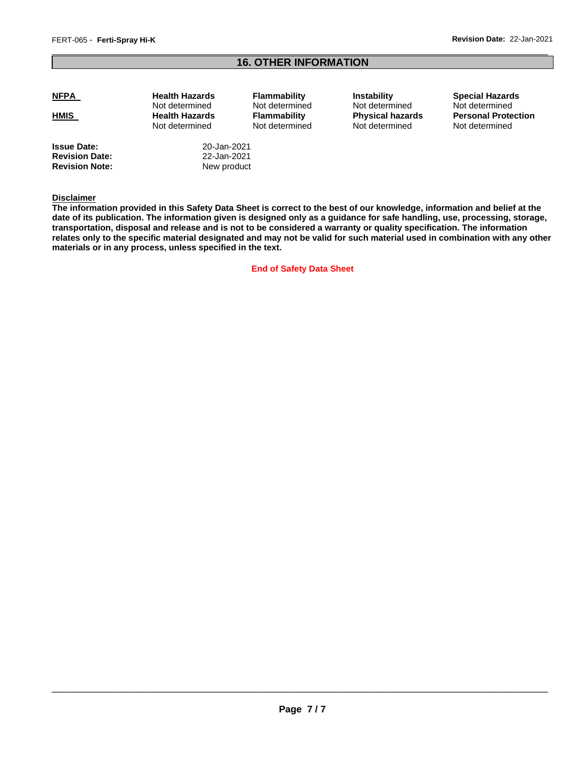## 16. OTHER INFORMATION

| | | | | |
|---|---|---|---|---|
| **NFPA** | **Health Hazards** | **Flammability** | **Instability** | **Special Hazards** |
| | Not determined | Not determined | Not determined | Not determined |
| **HMIS** | **Health Hazards** | **Flammability** | **Physical hazards** | **Personal Protection** |
| | Not determined | Not determined | Not determined | Not determined |

**Issue Date:** 20-Jan-2021
**Revision Date:** 22-Jan-2021
**Revision Note:** New product

**Disclaimer**

**The information provided in this Safety Data Sheet is correct to the best of our knowledge, information and belief at the date of its publication. The information given is designed only as a guidance for safe handling, use, processing, storage, transportation, disposal and release and is not to be considered a warranty or quality specification. The information relates only to the specific material designated and may not be valid for such material used in combination with any other materials or in any process, unless specified in the text.**

**End of Safety Data Sheet**